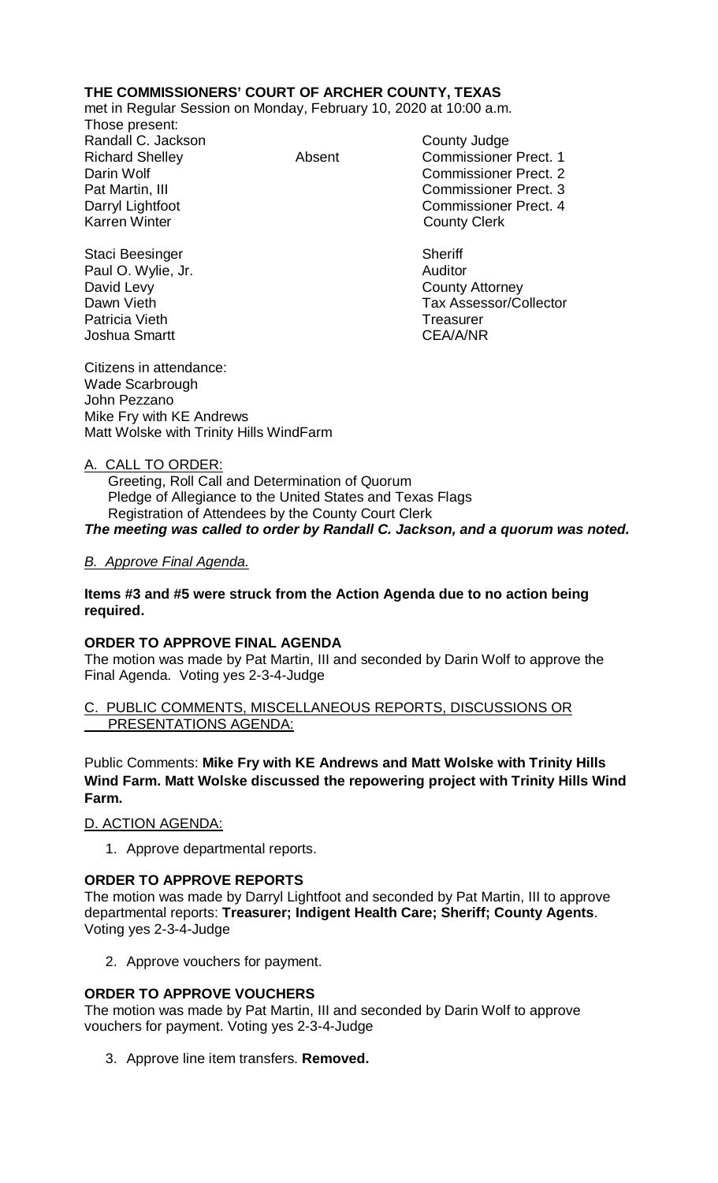**THE COMMISSIONERS' COURT OF ARCHER COUNTY, TEXAS**
met in Regular Session on Monday, February 10, 2020 at 10:00 a.m.
Those present:

| | | |
|---|---|---|
| Randall C. Jackson | | County Judge |
| Richard Shelley | Absent | Commissioner Prect. 1 |
| Darin Wolf | | Commissioner Prect. 2 |
| Pat Martin, III | | Commissioner Prect. 3 |
| Darryl Lightfoot | | Commissioner Prect. 4 |
| Karren Winter | | County Clerk |
| | | |
| Staci Beesinger | | Sheriff |
| Paul O. Wylie, Jr. | | Auditor |
| David Levy | | County Attorney |
| Dawn Vieth | | Tax Assessor/Collector |
| Patricia Vieth | | Treasurer |
| Joshua Smartt | | CEA/A/NR |

Citizens in attendance:
Wade Scarbrough
John Pezzano
Mike Fry with KE Andrews
Matt Wolske with Trinity Hills WindFarm

A. CALL TO ORDER:
Greeting, Roll Call and Determination of Quorum
Pledge of Allegiance to the United States and Texas Flags
Registration of Attendees by the County Court Clerk
***The meeting was called to order by Randall C. Jackson, and a quorum was noted.***

*B. Approve Final Agenda.*

**Items #3 and #5 were struck from the Action Agenda due to no action being required.**

**ORDER TO APPROVE FINAL AGENDA**
The motion was made by Pat Martin, III and seconded by Darin Wolf to approve the Final Agenda. Voting yes 2-3-4-Judge

C. PUBLIC COMMENTS, MISCELLANEOUS REPORTS, DISCUSSIONS OR PRESENTATIONS AGENDA:

Public Comments: **Mike Fry with KE Andrews and Matt Wolske with Trinity Hills Wind Farm. Matt Wolske discussed the repowering project with Trinity Hills Wind Farm.**

D. ACTION AGENDA:

1. Approve departmental reports.

**ORDER TO APPROVE REPORTS**
The motion was made by Darryl Lightfoot and seconded by Pat Martin, III to approve departmental reports: **Treasurer; Indigent Health Care; Sheriff; County Agents**. Voting yes 2-3-4-Judge

2. Approve vouchers for payment.

**ORDER TO APPROVE VOUCHERS**
The motion was made by Pat Martin, III and seconded by Darin Wolf to approve vouchers for payment. Voting yes 2-3-4-Judge

3. Approve line item transfers. **Removed.**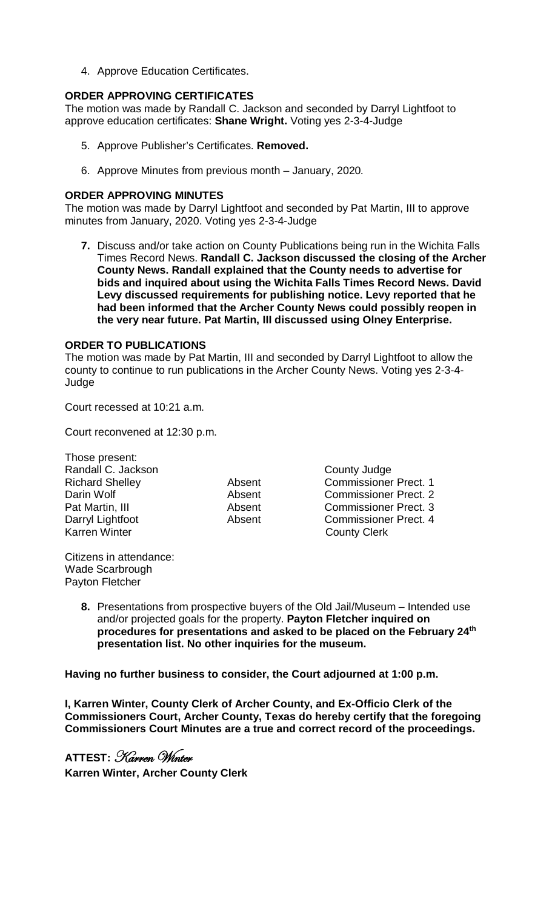4. Approve Education Certificates.

**ORDER APPROVING CERTIFICATES**

The motion was made by Randall C. Jackson and seconded by Darryl Lightfoot to approve education certificates: **Shane Wright.** Voting yes 2-3-4-Judge

5. Approve Publisher's Certificates. **Removed.**

6. Approve Minutes from previous month – January, 2020.

**ORDER APPROVING MINUTES**

The motion was made by Darryl Lightfoot and seconded by Pat Martin, III to approve minutes from January, 2020. Voting yes 2-3-4-Judge

**7.** Discuss and/or take action on County Publications being run in the Wichita Falls Times Record News. **Randall C. Jackson discussed the closing of the Archer County News. Randall explained that the County needs to advertise for bids and inquired about using the Wichita Falls Times Record News. David Levy discussed requirements for publishing notice. Levy reported that he had been informed that the Archer County News could possibly reopen in the very near future. Pat Martin, III discussed using Olney Enterprise.**

**ORDER TO PUBLICATIONS**

The motion was made by Pat Martin, III and seconded by Darryl Lightfoot to allow the county to continue to run publications in the Archer County News. Voting yes 2-3-4-Judge

Court recessed at 10:21 a.m.

Court reconvened at 12:30 p.m.

Those present:

| | | |
|---|---|---|
| Randall C. Jackson | | County Judge |
| Richard Shelley | Absent | Commissioner Prect. 1 |
| Darin Wolf | Absent | Commissioner Prect. 2 |
| Pat Martin, III | Absent | Commissioner Prect. 3 |
| Darryl Lightfoot | Absent | Commissioner Prect. 4 |
| Karren Winter | | County Clerk |

Citizens in attendance:
Wade Scarbrough
Payton Fletcher

**8.** Presentations from prospective buyers of the Old Jail/Museum – Intended use and/or projected goals for the property. **Payton Fletcher inquired on procedures for presentations and asked to be placed on the February 24th presentation list. No other inquiries for the museum.**

**Having no further business to consider, the Court adjourned at 1:00 p.m.**

**I, Karren Winter, County Clerk of Archer County, and Ex-Officio Clerk of the Commissioners Court, Archer County, Texas do hereby certify that the foregoing Commissioners Court Minutes are a true and correct record of the proceedings.**

**ATTEST:** *Karren Winter*
**Karren Winter, Archer County Clerk**